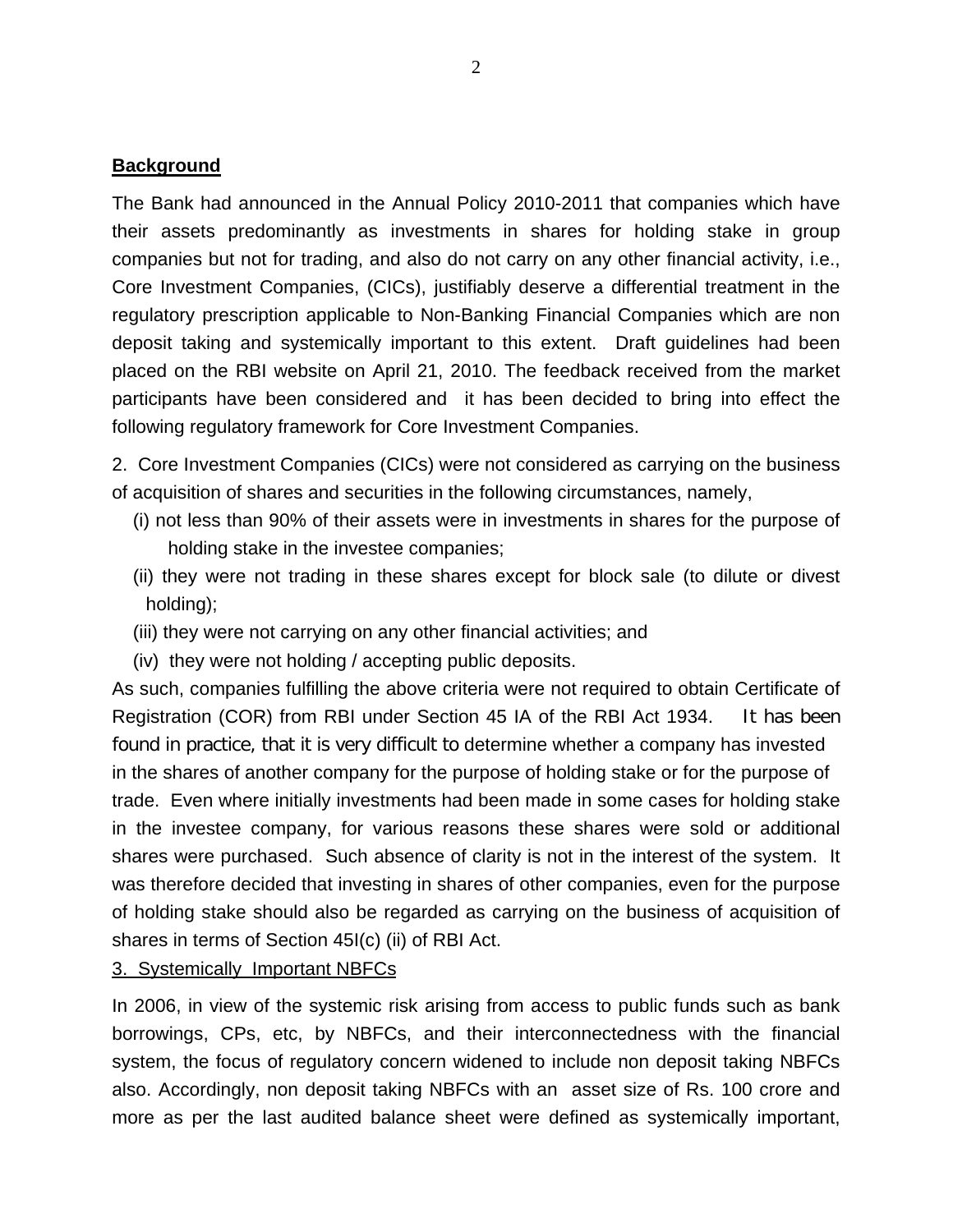**Background**

The Bank had announced in the Annual Policy 2010-2011 that companies which have their assets predominantly as investments in shares for holding stake in group companies but not for trading, and also do not carry on any other financial activity, i.e., Core Investment Companies, (CICs), justifiably deserve a differential treatment in the regulatory prescription applicable to Non-Banking Financial Companies which are non deposit taking and systemically important to this extent. Draft guidelines had been placed on the RBI website on April 21, 2010. The feedback received from the market participants have been considered and it has been decided to bring into effect the following regulatory framework for Core Investment Companies.

2. Core Investment Companies (CICs) were not considered as carrying on the business of acquisition of shares and securities in the following circumstances, namely,

(i) not less than 90% of their assets were in investments in shares for the purpose of holding stake in the investee companies;

(ii) they were not trading in these shares except for block sale (to dilute or divest holding);

(iii) they were not carrying on any other financial activities; and

(iv) they were not holding / accepting public deposits.

As such, companies fulfilling the above criteria were not required to obtain Certificate of Registration (COR) from RBI under Section 45 IA of the RBI Act 1934. It has been found in practice, that it is very difficult to determine whether a company has invested in the shares of another company for the purpose of holding stake or for the purpose of trade. Even where initially investments had been made in some cases for holding stake in the investee company, for various reasons these shares were sold or additional shares were purchased. Such absence of clarity is not in the interest of the system. It was therefore decided that investing in shares of other companies, even for the purpose of holding stake should also be regarded as carrying on the business of acquisition of shares in terms of Section 45I(c) (ii) of RBI Act.

3. Systemically Important NBFCs

In 2006, in view of the systemic risk arising from access to public funds such as bank borrowings, CPs, etc, by NBFCs, and their interconnectedness with the financial system, the focus of regulatory concern widened to include non deposit taking NBFCs also. Accordingly, non deposit taking NBFCs with an asset size of Rs. 100 crore and more as per the last audited balance sheet were defined as systemically important,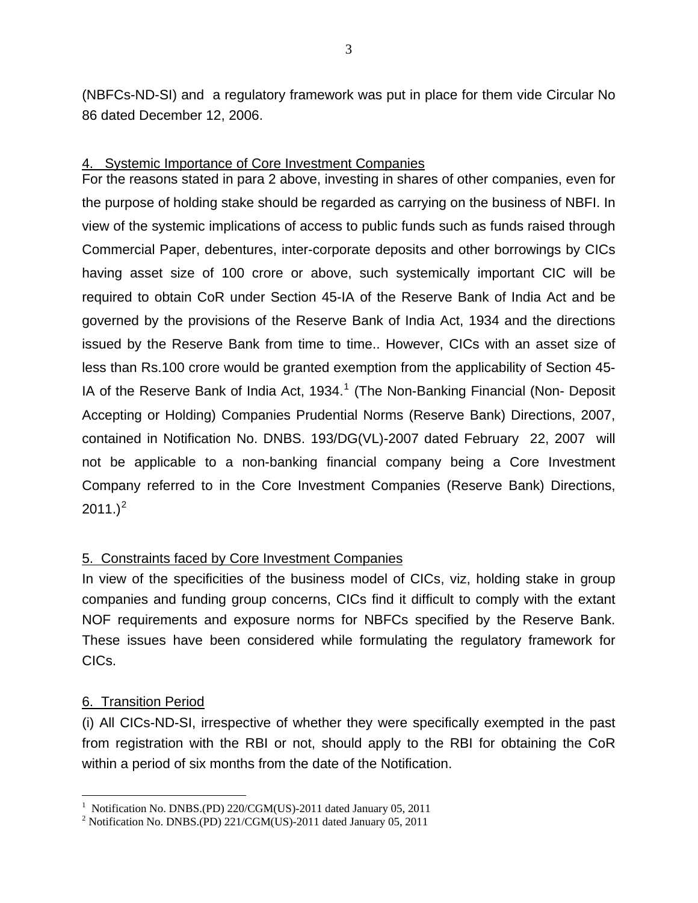(NBFCs-ND-SI) and a regulatory framework was put in place for them vide Circular No 86 dated December 12, 2006.

4. Systemic Importance of Core Investment Companies

For the reasons stated in para 2 above, investing in shares of other companies, even for the purpose of holding stake should be regarded as carrying on the business of NBFI. In view of the systemic implications of access to public funds such as funds raised through Commercial Paper, debentures, inter-corporate deposits and other borrowings by CICs having asset size of 100 crore or above, such systemically important CIC will be required to obtain CoR under Section 45-IA of the Reserve Bank of India Act and be governed by the provisions of the Reserve Bank of India Act, 1934 and the directions issued by the Reserve Bank from time to time.. However, CICs with an asset size of less than Rs.100 crore would be granted exemption from the applicability of Section 45-IA of the Reserve Bank of India Act, 1934.[1] (The Non-Banking Financial (Non- Deposit Accepting or Holding) Companies Prudential Norms (Reserve Bank) Directions, 2007, contained in Notification No. DNBS. 193/DG(VL)-2007 dated February 22, 2007 will not be applicable to a non-banking financial company being a Core Investment Company referred to in the Core Investment Companies (Reserve Bank) Directions, 2011.)[2]

5. Constraints faced by Core Investment Companies

In view of the specificities of the business model of CICs, viz, holding stake in group companies and funding group concerns, CICs find it difficult to comply with the extant NOF requirements and exposure norms for NBFCs specified by the Reserve Bank. These issues have been considered while formulating the regulatory framework for CICs.

6. Transition Period

(i) All CICs-ND-SI, irrespective of whether they were specifically exempted in the past from registration with the RBI or not, should apply to the RBI for obtaining the CoR within a period of six months from the date of the Notification.

---

[1] Notification No. DNBS.(PD) 220/CGM(US)-2011 dated January 05, 2011

[2] Notification No. DNBS.(PD) 221/CGM(US)-2011 dated January 05, 2011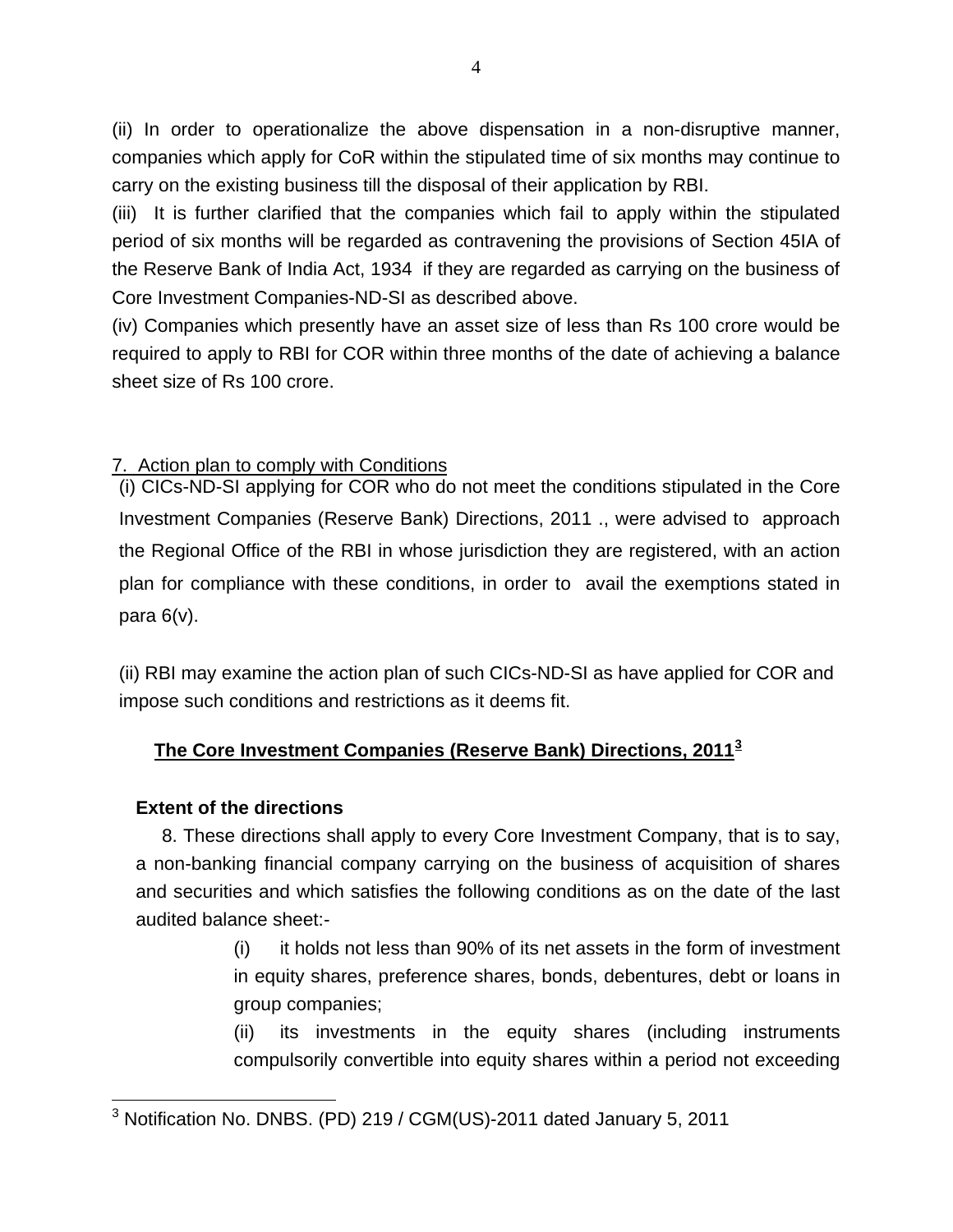(ii) In order to operationalize the above dispensation in a non-disruptive manner, companies which apply for CoR within the stipulated time of six months may continue to carry on the existing business till the disposal of their application by RBI.

(iii) It is further clarified that the companies which fail to apply within the stipulated period of six months will be regarded as contravening the provisions of Section 45IA of the Reserve Bank of India Act, 1934 if they are regarded as carrying on the business of Core Investment Companies-ND-SI as described above.

(iv) Companies which presently have an asset size of less than Rs 100 crore would be required to apply to RBI for COR within three months of the date of achieving a balance sheet size of Rs 100 crore.

7. Action plan to comply with Conditions

(i) CICs-ND-SI applying for COR who do not meet the conditions stipulated in the Core Investment Companies (Reserve Bank) Directions, 2011 ., were advised to approach the Regional Office of the RBI in whose jurisdiction they are registered, with an action plan for compliance with these conditions, in order to avail the exemptions stated in para 6(v).

(ii) RBI may examine the action plan of such CICs-ND-SI as have applied for COR and impose such conditions and restrictions as it deems fit.

## The Core Investment Companies (Reserve Bank) Directions, 2011[3]

### Extent of the directions

8. These directions shall apply to every Core Investment Company, that is to say, a non-banking financial company carrying on the business of acquisition of shares and securities and which satisfies the following conditions as on the date of the last audited balance sheet:-

(i) it holds not less than 90% of its net assets in the form of investment in equity shares, preference shares, bonds, debentures, debt or loans in group companies;

(ii) its investments in the equity shares (including instruments compulsorily convertible into equity shares within a period not exceeding

[3] Notification No. DNBS. (PD) 219 / CGM(US)-2011 dated January 5, 2011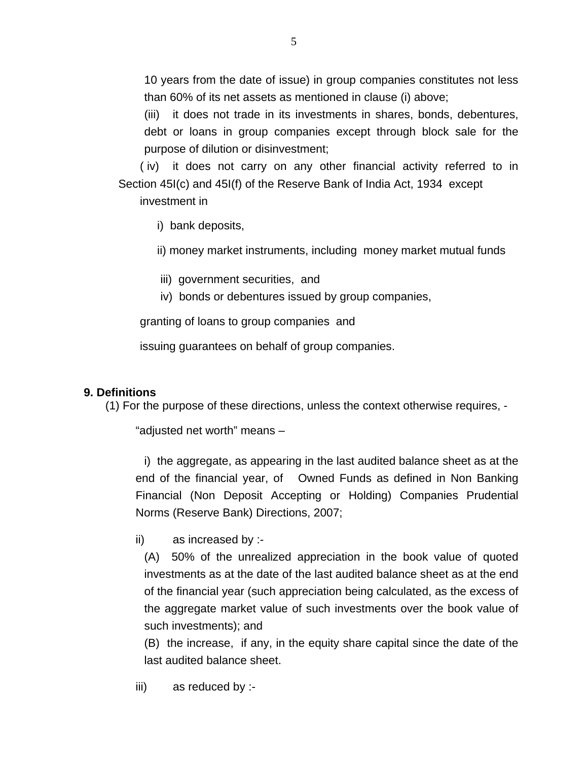10 years from the date of issue) in group companies constitutes not less than 60% of its net assets as mentioned in clause (i) above;

(iii) it does not trade in its investments in shares, bonds, debentures, debt or loans in group companies except through block sale for the purpose of dilution or disinvestment;

(iv) it does not carry on any other financial activity referred to in Section 45I(c) and 45I(f) of the Reserve Bank of India Act, 1934 except investment in

i) bank deposits,

ii) money market instruments, including money market mutual funds

iii) government securities, and

iv) bonds or debentures issued by group companies,

granting of loans to group companies and

issuing guarantees on behalf of group companies.

**9. Definitions**

(1) For the purpose of these directions, unless the context otherwise requires, -

"adjusted net worth" means –

i) the aggregate, as appearing in the last audited balance sheet as at the end of the financial year, of Owned Funds as defined in Non Banking Financial (Non Deposit Accepting or Holding) Companies Prudential Norms (Reserve Bank) Directions, 2007;

ii) as increased by :-

(A) 50% of the unrealized appreciation in the book value of quoted investments as at the date of the last audited balance sheet as at the end of the financial year (such appreciation being calculated, as the excess of the aggregate market value of such investments over the book value of such investments); and

(B) the increase, if any, in the equity share capital since the date of the last audited balance sheet.

iii) as reduced by :-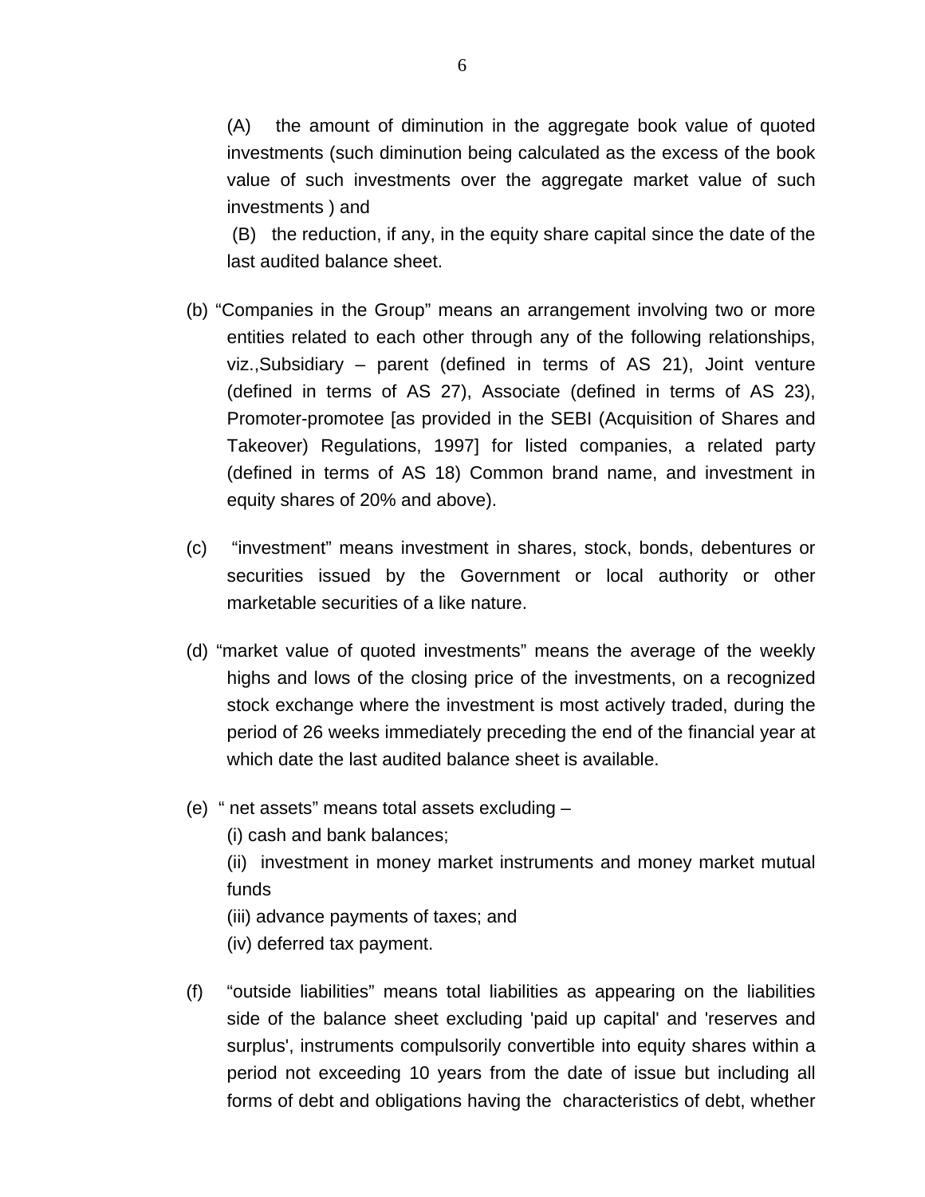(A) the amount of diminution in the aggregate book value of quoted investments (such diminution being calculated as the excess of the book value of such investments over the aggregate market value of such investments ) and

(B) the reduction, if any, in the equity share capital since the date of the last audited balance sheet.

(b) "Companies in the Group" means an arrangement involving two or more entities related to each other through any of the following relationships, viz.,Subsidiary – parent (defined in terms of AS 21), Joint venture (defined in terms of AS 27), Associate (defined in terms of AS 23), Promoter-promotee [as provided in the SEBI (Acquisition of Shares and Takeover) Regulations, 1997] for listed companies, a related party (defined in terms of AS 18) Common brand name, and investment in equity shares of 20% and above).

(c) "investment" means investment in shares, stock, bonds, debentures or securities issued by the Government or local authority or other marketable securities of a like nature.

(d) "market value of quoted investments" means the average of the weekly highs and lows of the closing price of the investments, on a recognized stock exchange where the investment is most actively traded, during the period of 26 weeks immediately preceding the end of the financial year at which date the last audited balance sheet is available.

(e) " net assets" means total assets excluding –

(i) cash and bank balances;

(ii) investment in money market instruments and money market mutual funds

(iii) advance payments of taxes; and

(iv) deferred tax payment.

(f) "outside liabilities" means total liabilities as appearing on the liabilities side of the balance sheet excluding 'paid up capital' and 'reserves and surplus', instruments compulsorily convertible into equity shares within a period not exceeding 10 years from the date of issue but including all forms of debt and obligations having the characteristics of debt, whether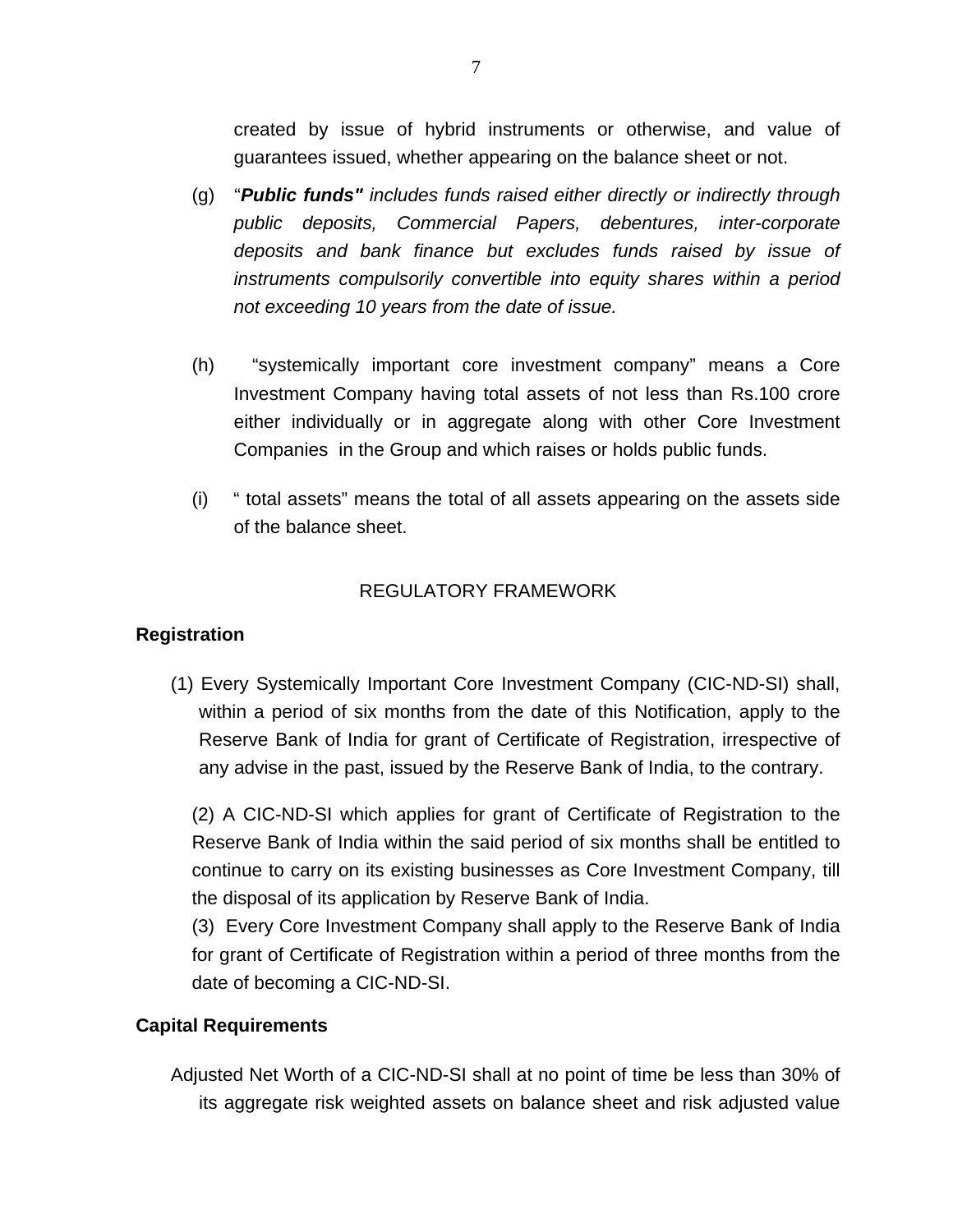created by issue of hybrid instruments or otherwise, and value of guarantees issued, whether appearing on the balance sheet or not.

(g) "***Public funds"*** *includes funds raised either directly or indirectly through public deposits, Commercial Papers, debentures, inter-corporate deposits and bank finance but excludes funds raised by issue of instruments compulsorily convertible into equity shares within a period not exceeding 10 years from the date of issue.*

(h) "systemically important core investment company" means a Core Investment Company having total assets of not less than Rs.100 crore either individually or in aggregate along with other Core Investment Companies in the Group and which raises or holds public funds.

(i) " total assets" means the total of all assets appearing on the assets side of the balance sheet.

## REGULATORY FRAMEWORK

### Registration

(1) Every Systemically Important Core Investment Company (CIC-ND-SI) shall, within a period of six months from the date of this Notification, apply to the Reserve Bank of India for grant of Certificate of Registration, irrespective of any advise in the past, issued by the Reserve Bank of India, to the contrary.

(2) A CIC-ND-SI which applies for grant of Certificate of Registration to the Reserve Bank of India within the said period of six months shall be entitled to continue to carry on its existing businesses as Core Investment Company, till the disposal of its application by Reserve Bank of India.

(3) Every Core Investment Company shall apply to the Reserve Bank of India for grant of Certificate of Registration within a period of three months from the date of becoming a CIC-ND-SI.

### Capital Requirements

Adjusted Net Worth of a CIC-ND-SI shall at no point of time be less than 30% of its aggregate risk weighted assets on balance sheet and risk adjusted value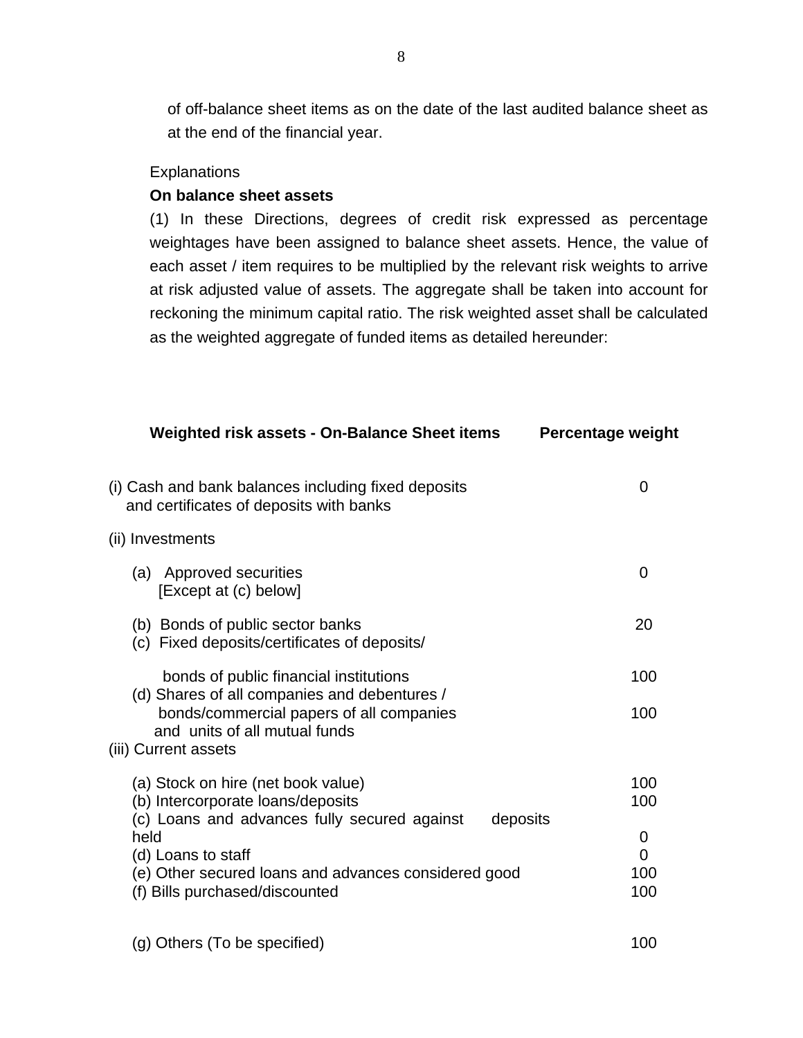of off-balance sheet items as on the date of the last audited balance sheet as at the end of the financial year.

Explanations

**On balance sheet assets**

(1) In these Directions, degrees of credit risk expressed as percentage weightages have been assigned to balance sheet assets. Hence, the value of each asset / item requires to be multiplied by the relevant risk weights to arrive at risk adjusted value of assets. The aggregate shall be taken into account for reckoning the minimum capital ratio. The risk weighted asset shall be calculated as the weighted aggregate of funded items as detailed hereunder:

| **Weighted risk assets - On-Balance Sheet items** | **Percentage weight** |
|---|---|
| (i) Cash and bank balances including fixed deposits and certificates of deposits with banks | 0 |
| (ii) Investments | |
| (a) Approved securities [Except at (c) below] | 0 |
| (b) Bonds of public sector banks | 20 |
| (c) Fixed deposits/certificates of deposits/ bonds of public financial institutions | 100 |
| (d) Shares of all companies and debentures / bonds/commercial papers of all companies and units of all mutual funds | 100 |
| (iii) Current assets | |
| (a) Stock on hire (net book value) | 100 |
| (b) Intercorporate loans/deposits | 100 |
| (c) Loans and advances fully secured against deposits held | 0 |
| (d) Loans to staff | 0 |
| (e) Other secured loans and advances considered good | 100 |
| (f) Bills purchased/discounted | 100 |
| (g) Others (To be specified) | 100 |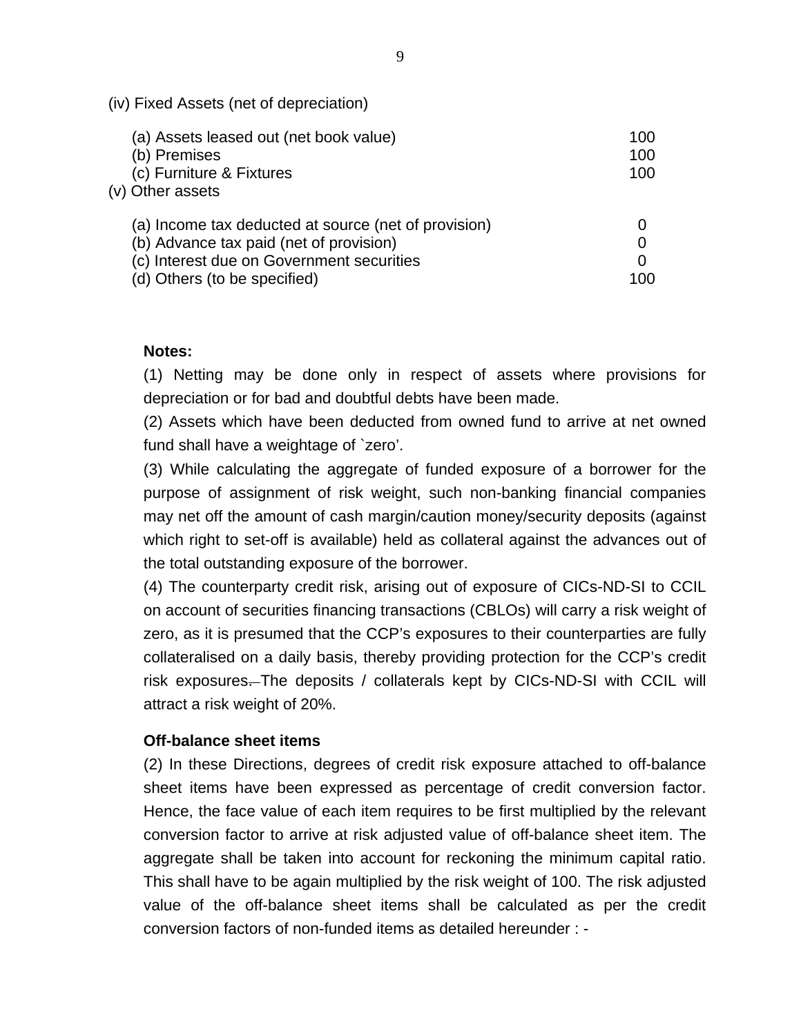(iv) Fixed Assets (net of depreciation)

| | |
|---|---|
| (a) Assets leased out (net book value) | 100 |
| (b) Premises | 100 |
| (c) Furniture & Fixtures | 100 |

(v) Other assets

| | |
|---|---|
| (a) Income tax deducted at source (net of provision) | 0 |
| (b) Advance tax paid (net of provision) | 0 |
| (c) Interest due on Government securities | 0 |
| (d) Others (to be specified) | 100 |

**Notes:**

(1) Netting may be done only in respect of assets where provisions for depreciation or for bad and doubtful debts have been made.

(2) Assets which have been deducted from owned fund to arrive at net owned fund shall have a weightage of `zero'.

(3) While calculating the aggregate of funded exposure of a borrower for the purpose of assignment of risk weight, such non-banking financial companies may net off the amount of cash margin/caution money/security deposits (against which right to set-off is available) held as collateral against the advances out of the total outstanding exposure of the borrower.

(4) The counterparty credit risk, arising out of exposure of CICs-ND-SI to CCIL on account of securities financing transactions (CBLOs) will carry a risk weight of zero, as it is presumed that the CCP's exposures to their counterparties are fully collateralised on a daily basis, thereby providing protection for the CCP's credit risk exposures. The deposits / collaterals kept by CICs-ND-SI with CCIL will attract a risk weight of 20%.

**Off-balance sheet items**

(2) In these Directions, degrees of credit risk exposure attached to off-balance sheet items have been expressed as percentage of credit conversion factor. Hence, the face value of each item requires to be first multiplied by the relevant conversion factor to arrive at risk adjusted value of off-balance sheet item. The aggregate shall be taken into account for reckoning the minimum capital ratio. This shall have to be again multiplied by the risk weight of 100. The risk adjusted value of the off-balance sheet items shall be calculated as per the credit conversion factors of non-funded items as detailed hereunder : -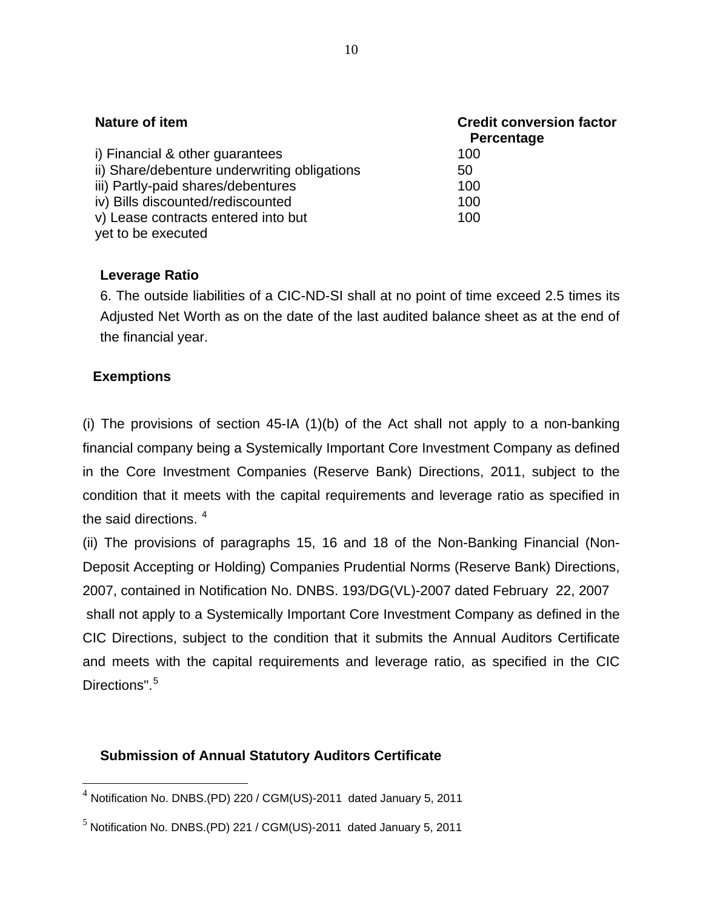| Nature of item | Credit conversion factor Percentage |
| --- | --- |
| i) Financial & other guarantees | 100 |
| ii) Share/debenture underwriting obligations | 50 |
| iii) Partly-paid shares/debentures | 100 |
| iv) Bills discounted/rediscounted | 100 |
| v) Lease contracts entered into but yet to be executed | 100 |

**Leverage Ratio**

6. The outside liabilities of a CIC-ND-SI shall at no point of time exceed 2.5 times its Adjusted Net Worth as on the date of the last audited balance sheet as at the end of the financial year.

**Exemptions**

(i) The provisions of section 45-IA (1)(b) of the Act shall not apply to a non-banking financial company being a Systemically Important Core Investment Company as defined in the Core Investment Companies (Reserve Bank) Directions, 2011, subject to the condition that it meets with the capital requirements and leverage ratio as specified in the said directions. [4]

(ii) The provisions of paragraphs 15, 16 and 18 of the Non-Banking Financial (Non-Deposit Accepting or Holding) Companies Prudential Norms (Reserve Bank) Directions, 2007, contained in Notification No. DNBS. 193/DG(VL)-2007 dated February 22, 2007 shall not apply to a Systemically Important Core Investment Company as defined in the CIC Directions, subject to the condition that it submits the Annual Auditors Certificate and meets with the capital requirements and leverage ratio, as specified in the CIC Directions".[5]

**Submission of Annual Statutory Auditors Certificate**

---

[4] Notification No. DNBS.(PD) 220 / CGM(US)-2011 dated January 5, 2011

[5] Notification No. DNBS.(PD) 221 / CGM(US)-2011 dated January 5, 2011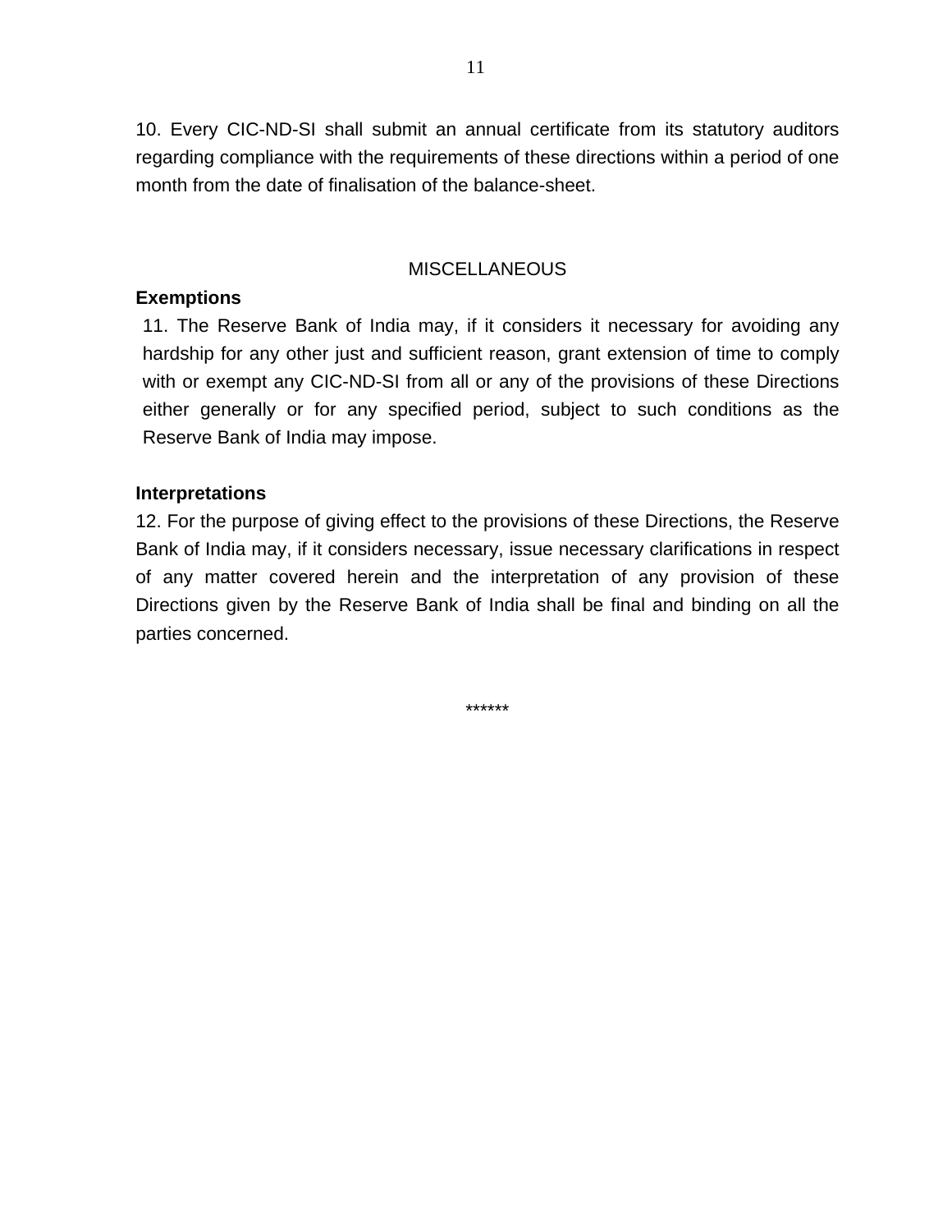10. Every CIC-ND-SI shall submit an annual certificate from its statutory auditors regarding compliance with the requirements of these directions within a period of one month from the date of finalisation of the balance-sheet.

## MISCELLANEOUS

**Exemptions**

11. The Reserve Bank of India may, if it considers it necessary for avoiding any hardship for any other just and sufficient reason, grant extension of time to comply with or exempt any CIC-ND-SI from all or any of the provisions of these Directions either generally or for any specified period, subject to such conditions as the Reserve Bank of India may impose.

**Interpretations**

12. For the purpose of giving effect to the provisions of these Directions, the Reserve Bank of India may, if it considers necessary, issue necessary clarifications in respect of any matter covered herein and the interpretation of any provision of these Directions given by the Reserve Bank of India shall be final and binding on all the parties concerned.

******